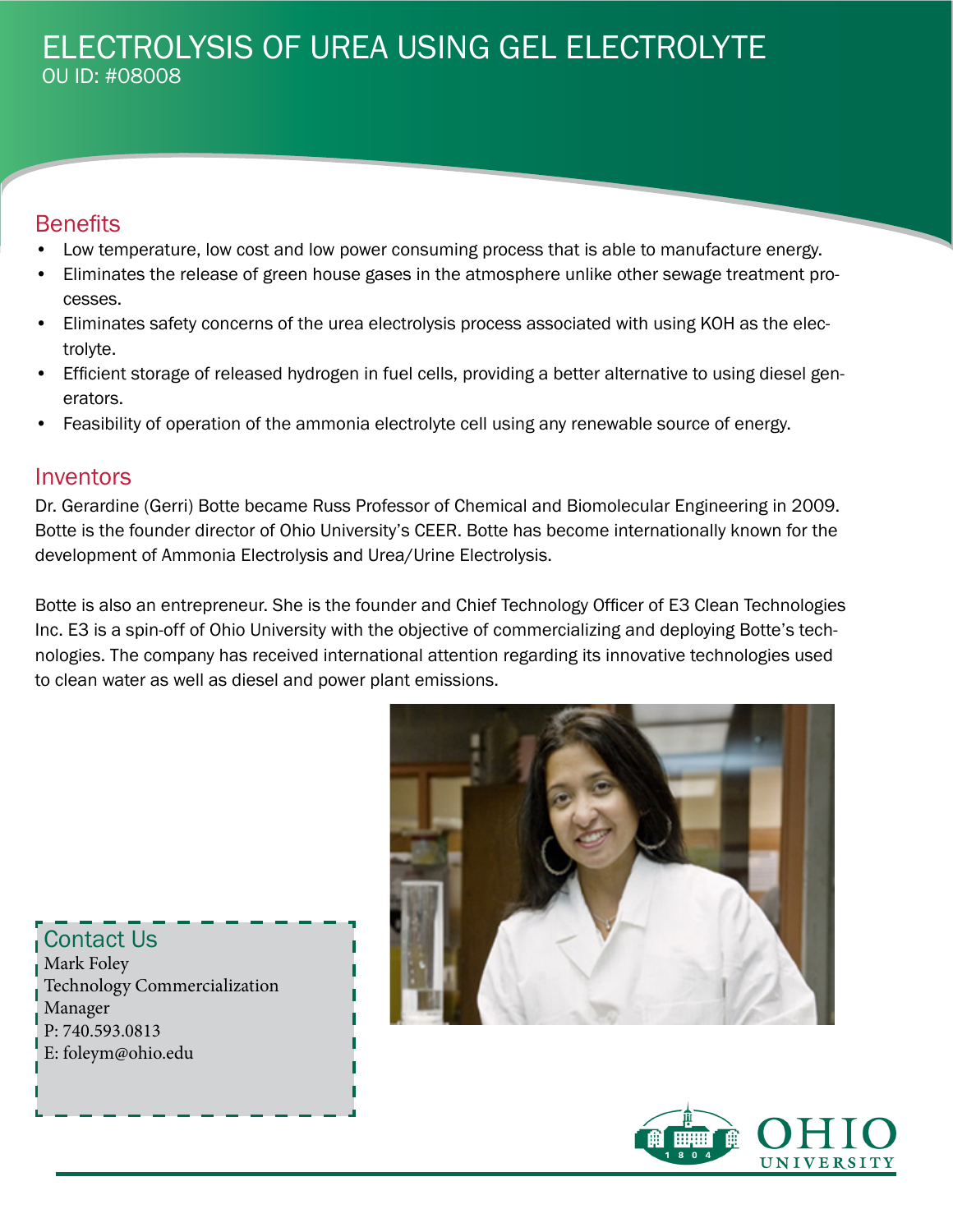# ELECTROLYSIS OF UREA USING GEL ELECTROLYTE

OU ID: #08008

## Benefits

- Low temperature, low cost and low power consuming process that is able to manufacture energy.
- Eliminates the release of green house gases in the atmosphere unlike other sewage treatment processes.
- Eliminates safety concerns of the urea electrolysis process associated with using KOH as the electrolyte.
- Efficient storage of released hydrogen in fuel cells, providing a better alternative to using diesel generators.
- Feasibility of operation of the ammonia electrolyte cell using any renewable source of energy.

## Inventors

Dr. Gerardine (Gerri) Botte became Russ Professor of Chemical and Biomolecular Engineering in 2009. Botte is the founder director of Ohio University's CEER. Botte has become internationally known for the development of Ammonia Electrolysis and Urea/Urine Electrolysis.

Botte is also an entrepreneur. She is the founder and Chief Technology Officer of E3 Clean Technologies Inc. E3 is a spin-off of Ohio University with the objective of commercializing and deploying Botte's technologies. The company has received international attention regarding its innovative technologies used to clean water as well as diesel and power plant emissions.

## Contact Us

Mark Foley
Technology Commercialization Manager
P: 740.593.0813
E: foleym@ohio.edu

OHIO UNIVERSITY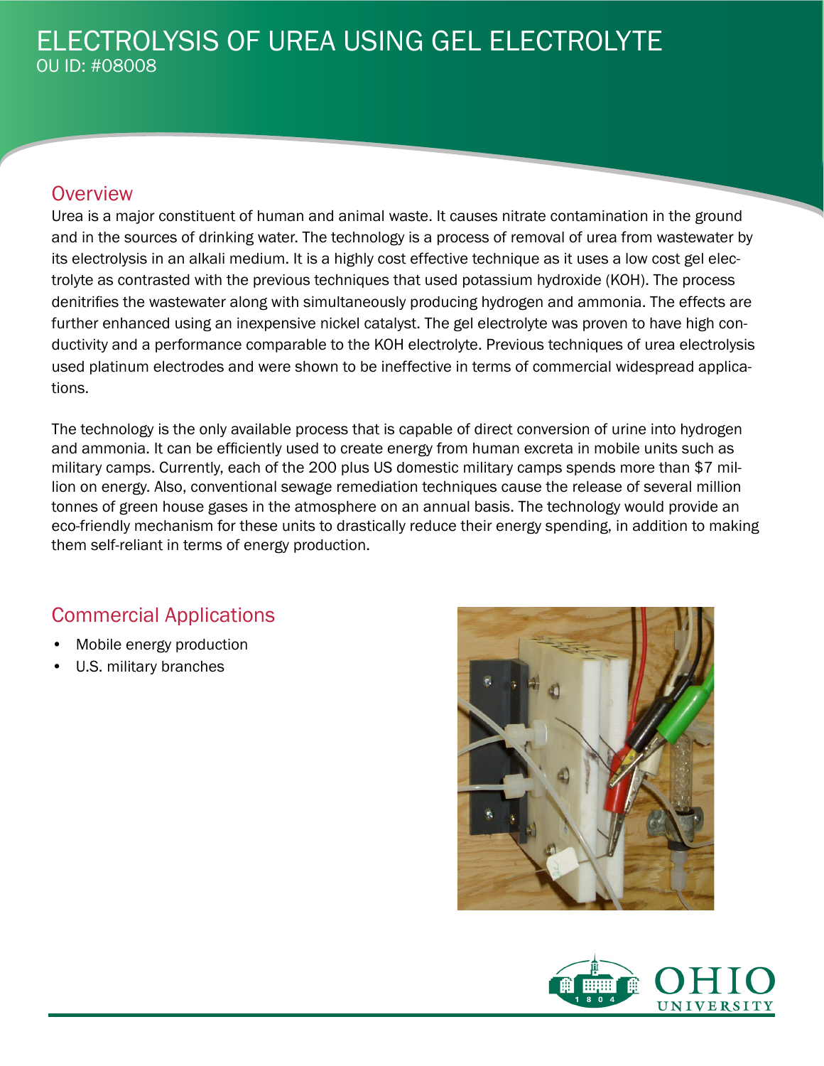# ELECTROLYSIS OF UREA USING GEL ELECTROLYTE

OU ID: #08008

## Overview

Urea is a major constituent of human and animal waste. It causes nitrate contamination in the ground and in the sources of drinking water. The technology is a process of removal of urea from wastewater by its electrolysis in an alkali medium. It is a highly cost effective technique as it uses a low cost gel electrolyte as contrasted with the previous techniques that used potassium hydroxide (KOH). The process denitrifies the wastewater along with simultaneously producing hydrogen and ammonia. The effects are further enhanced using an inexpensive nickel catalyst. The gel electrolyte was proven to have high conductivity and a performance comparable to the KOH electrolyte. Previous techniques of urea electrolysis used platinum electrodes and were shown to be ineffective in terms of commercial widespread applications.

The technology is the only available process that is capable of direct conversion of urine into hydrogen and ammonia. It can be efficiently used to create energy from human excreta in mobile units such as military camps. Currently, each of the 200 plus US domestic military camps spends more than $7 million on energy. Also, conventional sewage remediation techniques cause the release of several million tonnes of green house gases in the atmosphere on an annual basis. The technology would provide an eco-friendly mechanism for these units to drastically reduce their energy spending, in addition to making them self-reliant in terms of energy production.

## Commercial Applications

- Mobile energy production
- U.S. military branches